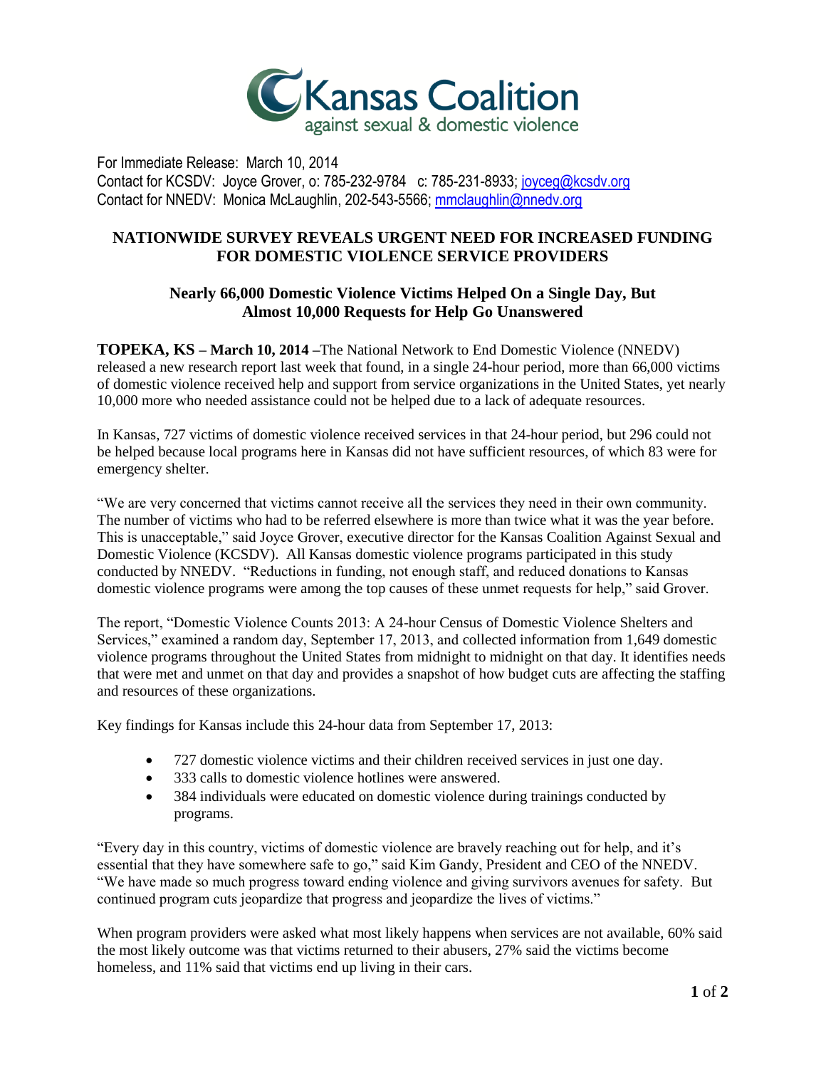Kansas Coalition
against sexual & domestic violence

For Immediate Release: March 10, 2014
Contact for KCSDV: Joyce Grover, o: 785-232-9784 c: 785-231-8933; joyceg@kcsdv.org
Contact for NNEDV: Monica McLaughlin, 202-543-5566; mmclaughlin@nnedv.org

# NATIONWIDE SURVEY REVEALS URGENT NEED FOR INCREASED FUNDING FOR DOMESTIC VIOLENCE SERVICE PROVIDERS

## Nearly 66,000 Domestic Violence Victims Helped On a Single Day, But Almost 10,000 Requests for Help Go Unanswered

**TOPEKA, KS – March 10, 2014 –**The National Network to End Domestic Violence (NNEDV) released a new research report last week that found, in a single 24-hour period, more than 66,000 victims of domestic violence received help and support from service organizations in the United States, yet nearly 10,000 more who needed assistance could not be helped due to a lack of adequate resources.

In Kansas, 727 victims of domestic violence received services in that 24-hour period, but 296 could not be helped because local programs here in Kansas did not have sufficient resources, of which 83 were for emergency shelter.

"We are very concerned that victims cannot receive all the services they need in their own community. The number of victims who had to be referred elsewhere is more than twice what it was the year before. This is unacceptable," said Joyce Grover, executive director for the Kansas Coalition Against Sexual and Domestic Violence (KCSDV). All Kansas domestic violence programs participated in this study conducted by NNEDV. "Reductions in funding, not enough staff, and reduced donations to Kansas domestic violence programs were among the top causes of these unmet requests for help," said Grover.

The report, "Domestic Violence Counts 2013: A 24-hour Census of Domestic Violence Shelters and Services," examined a random day, September 17, 2013, and collected information from 1,649 domestic violence programs throughout the United States from midnight to midnight on that day. It identifies needs that were met and unmet on that day and provides a snapshot of how budget cuts are affecting the staffing and resources of these organizations.

Key findings for Kansas include this 24-hour data from September 17, 2013:

- 727 domestic violence victims and their children received services in just one day.
- 333 calls to domestic violence hotlines were answered.
- 384 individuals were educated on domestic violence during trainings conducted by programs.

"Every day in this country, victims of domestic violence are bravely reaching out for help, and it's essential that they have somewhere safe to go," said Kim Gandy, President and CEO of the NNEDV. "We have made so much progress toward ending violence and giving survivors avenues for safety. But continued program cuts jeopardize that progress and jeopardize the lives of victims."

When program providers were asked what most likely happens when services are not available, 60% said the most likely outcome was that victims returned to their abusers, 27% said the victims become homeless, and 11% said that victims end up living in their cars.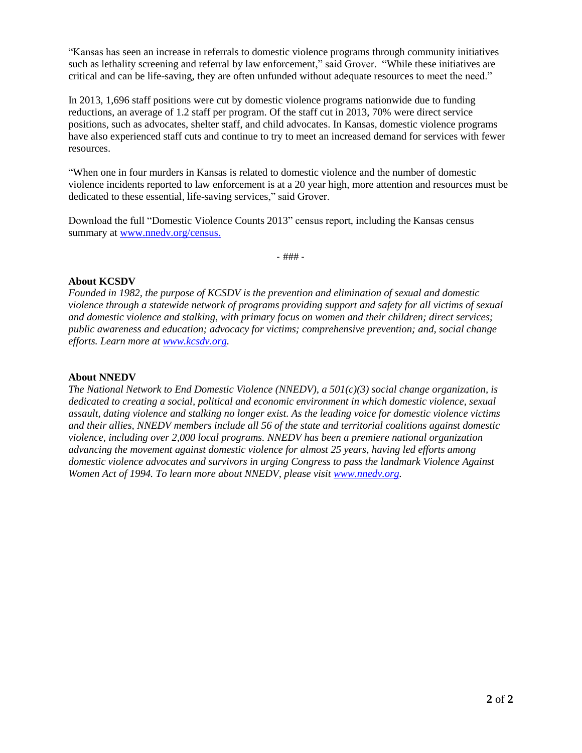"Kansas has seen an increase in referrals to domestic violence programs through community initiatives such as lethality screening and referral by law enforcement," said Grover. "While these initiatives are critical and can be life-saving, they are often unfunded without adequate resources to meet the need."

In 2013, 1,696 staff positions were cut by domestic violence programs nationwide due to funding reductions, an average of 1.2 staff per program. Of the staff cut in 2013, 70% were direct service positions, such as advocates, shelter staff, and child advocates. In Kansas, domestic violence programs have also experienced staff cuts and continue to try to meet an increased demand for services with fewer resources.

"When one in four murders in Kansas is related to domestic violence and the number of domestic violence incidents reported to law enforcement is at a 20 year high, more attention and resources must be dedicated to these essential, life-saving services," said Grover.

Download the full "Domestic Violence Counts 2013" census report, including the Kansas census summary at [www.nnedv.org/census.](www.nnedv.org/census)

- ### -

**About KCSDV**

*Founded in 1982, the purpose of KCSDV is the prevention and elimination of sexual and domestic violence through a statewide network of programs providing support and safety for all victims of sexual and domestic violence and stalking, with primary focus on women and their children; direct services; public awareness and education; advocacy for victims; comprehensive prevention; and, social change efforts. Learn more at [www.kcsdv.org](www.kcsdv.org).*

**About NNEDV**

*The National Network to End Domestic Violence (NNEDV), a 501(c)(3) social change organization, is dedicated to creating a social, political and economic environment in which domestic violence, sexual assault, dating violence and stalking no longer exist. As the leading voice for domestic violence victims and their allies, NNEDV members include all 56 of the state and territorial coalitions against domestic violence, including over 2,000 local programs. NNEDV has been a premiere national organization advancing the movement against domestic violence for almost 25 years, having led efforts among domestic violence advocates and survivors in urging Congress to pass the landmark Violence Against Women Act of 1994. To learn more about NNEDV, please visit [www.nnedv.org](www.nnedv.org).*